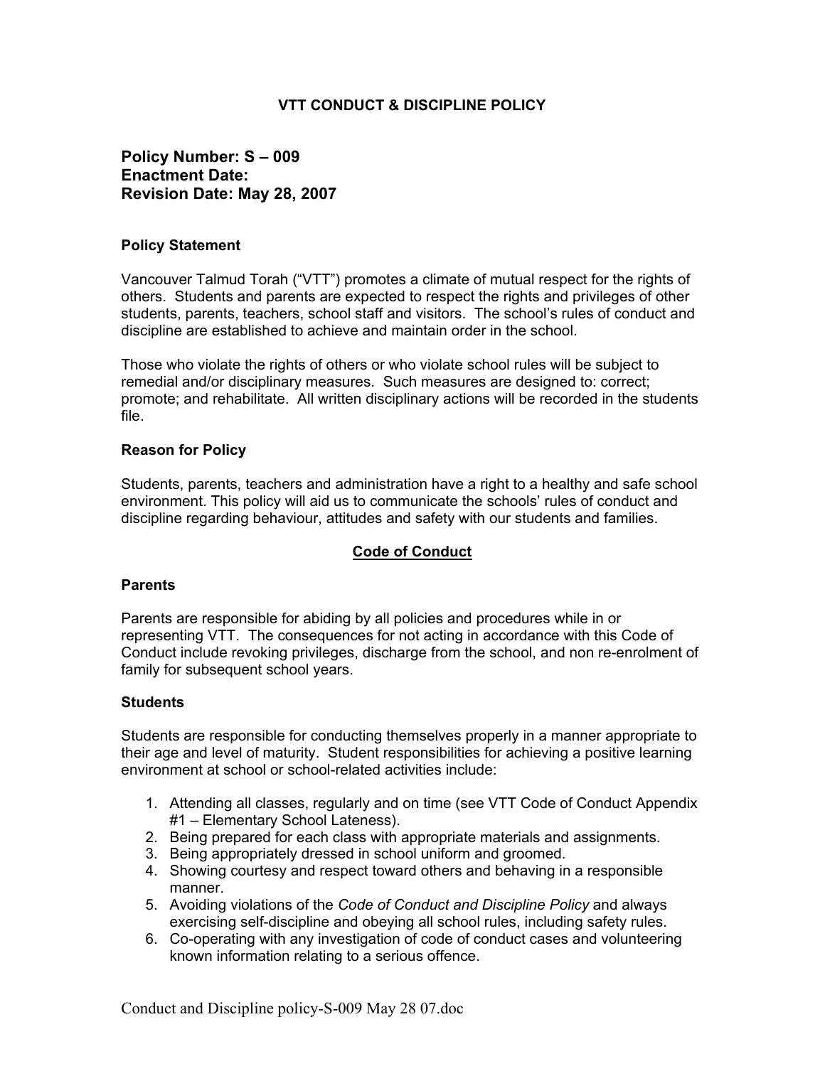# VTT CONDUCT & DISCIPLINE POLICY

## Policy Number: S – 009
## Enactment Date:
## Revision Date: May 28, 2007

**Policy Statement**

Vancouver Talmud Torah ("VTT") promotes a climate of mutual respect for the rights of others. Students and parents are expected to respect the rights and privileges of other students, parents, teachers, school staff and visitors. The school's rules of conduct and discipline are established to achieve and maintain order in the school.

Those who violate the rights of others or who violate school rules will be subject to remedial and/or disciplinary measures. Such measures are designed to: correct; promote; and rehabilitate. All written disciplinary actions will be recorded in the students file.

**Reason for Policy**

Students, parents, teachers and administration have a right to a healthy and safe school environment. This policy will aid us to communicate the schools' rules of conduct and discipline regarding behaviour, attitudes and safety with our students and families.

**<u>Code of Conduct</u>**

**Parents**

Parents are responsible for abiding by all policies and procedures while in or representing VTT. The consequences for not acting in accordance with this Code of Conduct include revoking privileges, discharge from the school, and non re-enrolment of family for subsequent school years.

**Students**

Students are responsible for conducting themselves properly in a manner appropriate to their age and level of maturity. Student responsibilities for achieving a positive learning environment at school or school-related activities include:

1. Attending all classes, regularly and on time (see VTT Code of Conduct Appendix #1 – Elementary School Lateness).
2. Being prepared for each class with appropriate materials and assignments.
3. Being appropriately dressed in school uniform and groomed.
4. Showing courtesy and respect toward others and behaving in a responsible manner.
5. Avoiding violations of the *Code of Conduct and Discipline Policy* and always exercising self-discipline and obeying all school rules, including safety rules.
6. Co-operating with any investigation of code of conduct cases and volunteering known information relating to a serious offence.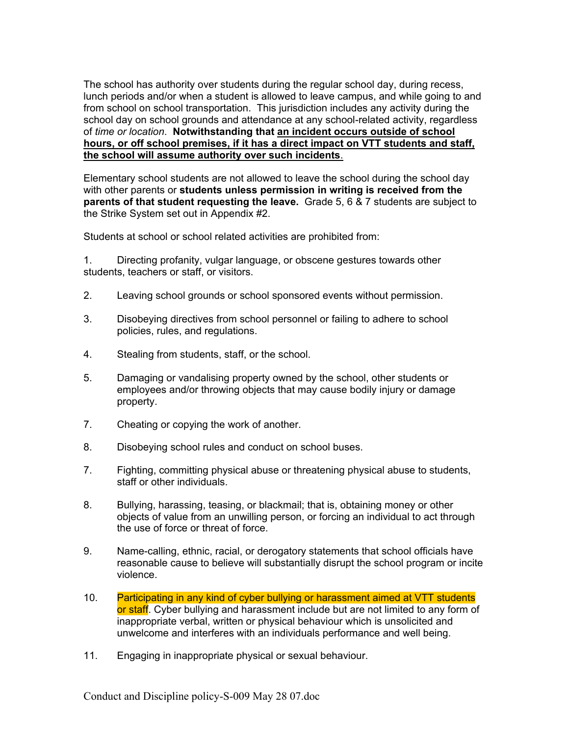The school has authority over students during the regular school day, during recess, lunch periods and/or when a student is allowed to leave campus, and while going to and from school on school transportation. This jurisdiction includes any activity during the school day on school grounds and attendance at any school-related activity, regardless of *time or location*. **Notwithstanding that <u>an incident occurs outside of school hours, or off school premises, if it has a direct impact on VTT students and staff, the school will assume authority over such incidents</u>**.

Elementary school students are not allowed to leave the school during the school day with other parents or **students unless permission in writing is received from the parents of that student requesting the leave.** Grade 5, 6 & 7 students are subject to the Strike System set out in Appendix #2.

Students at school or school related activities are prohibited from:

1. Directing profanity, vulgar language, or obscene gestures towards other students, teachers or staff, or visitors.

2. Leaving school grounds or school sponsored events without permission.

3. Disobeying directives from school personnel or failing to adhere to school policies, rules, and regulations.

4. Stealing from students, staff, or the school.

5. Damaging or vandalising property owned by the school, other students or employees and/or throwing objects that may cause bodily injury or damage property.

7. Cheating or copying the work of another.

8. Disobeying school rules and conduct on school buses.

7. Fighting, committing physical abuse or threatening physical abuse to students, staff or other individuals.

8. Bullying, harassing, teasing, or blackmail; that is, obtaining money or other objects of value from an unwilling person, or forcing an individual to act through the use of force or threat of force.

9. Name-calling, ethnic, racial, or derogatory statements that school officials have reasonable cause to believe will substantially disrupt the school program or incite violence.

10. Participating in any kind of cyber bullying or harassment aimed at VTT students or staff. Cyber bullying and harassment include but are not limited to any form of inappropriate verbal, written or physical behaviour which is unsolicited and unwelcome and interferes with an individuals performance and well being.

11. Engaging in inappropriate physical or sexual behaviour.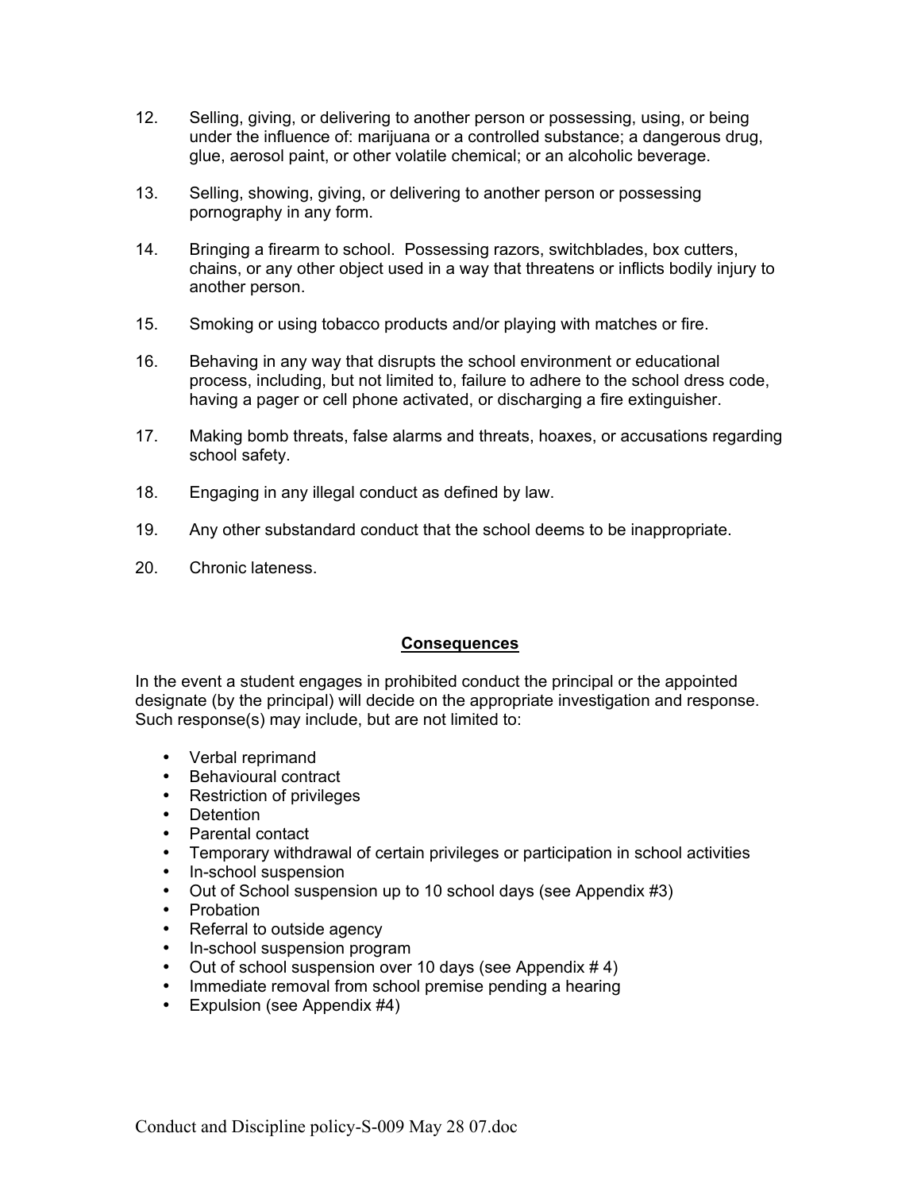12. Selling, giving, or delivering to another person or possessing, using, or being under the influence of: marijuana or a controlled substance; a dangerous drug, glue, aerosol paint, or other volatile chemical; or an alcoholic beverage.

13. Selling, showing, giving, or delivering to another person or possessing pornography in any form.

14. Bringing a firearm to school. Possessing razors, switchblades, box cutters, chains, or any other object used in a way that threatens or inflicts bodily injury to another person.

15. Smoking or using tobacco products and/or playing with matches or fire.

16. Behaving in any way that disrupts the school environment or educational process, including, but not limited to, failure to adhere to the school dress code, having a pager or cell phone activated, or discharging a fire extinguisher.

17. Making bomb threats, false alarms and threats, hoaxes, or accusations regarding school safety.

18. Engaging in any illegal conduct as defined by law.

19. Any other substandard conduct that the school deems to be inappropriate.

20. Chronic lateness.

## Consequences

In the event a student engages in prohibited conduct the principal or the appointed designate (by the principal) will decide on the appropriate investigation and response. Such response(s) may include, but are not limited to:

- Verbal reprimand
- Behavioural contract
- Restriction of privileges
- Detention
- Parental contact
- Temporary withdrawal of certain privileges or participation in school activities
- In-school suspension
- Out of School suspension up to 10 school days (see Appendix #3)
- Probation
- Referral to outside agency
- In-school suspension program
- Out of school suspension over 10 days (see Appendix # 4)
- Immediate removal from school premise pending a hearing
- Expulsion (see Appendix #4)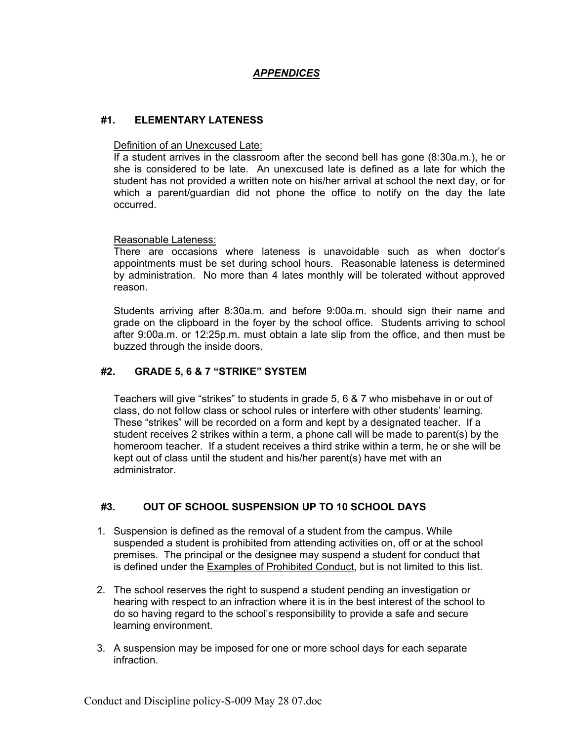# ***APPENDICES***

## #1. ELEMENTARY LATENESS

Definition of an Unexcused Late:
If a student arrives in the classroom after the second bell has gone (8:30a.m.), he or she is considered to be late. An unexcused late is defined as a late for which the student has not provided a written note on his/her arrival at school the next day, or for which a parent/guardian did not phone the office to notify on the day the late occurred.

Reasonable Lateness:
There are occasions where lateness is unavoidable such as when doctor's appointments must be set during school hours. Reasonable lateness is determined by administration. No more than 4 lates monthly will be tolerated without approved reason.

Students arriving after 8:30a.m. and before 9:00a.m. should sign their name and grade on the clipboard in the foyer by the school office. Students arriving to school after 9:00a.m. or 12:25p.m. must obtain a late slip from the office, and then must be buzzed through the inside doors.

## #2. GRADE 5, 6 & 7 "STRIKE" SYSTEM

Teachers will give "strikes" to students in grade 5, 6 & 7 who misbehave in or out of class, do not follow class or school rules or interfere with other students' learning. These "strikes" will be recorded on a form and kept by a designated teacher. If a student receives 2 strikes within a term, a phone call will be made to parent(s) by the homeroom teacher. If a student receives a third strike within a term, he or she will be kept out of class until the student and his/her parent(s) have met with an administrator.

## #3. OUT OF SCHOOL SUSPENSION UP TO 10 SCHOOL DAYS

1. Suspension is defined as the removal of a student from the campus. While suspended a student is prohibited from attending activities on, off or at the school premises. The principal or the designee may suspend a student for conduct that is defined under the Examples of Prohibited Conduct, but is not limited to this list.

2. The school reserves the right to suspend a student pending an investigation or hearing with respect to an infraction where it is in the best interest of the school to do so having regard to the school's responsibility to provide a safe and secure learning environment.

3. A suspension may be imposed for one or more school days for each separate infraction.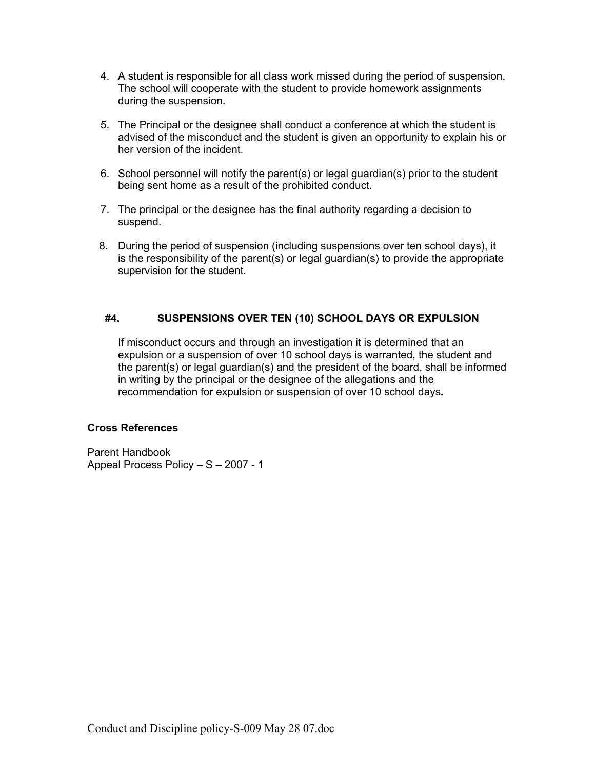4. A student is responsible for all class work missed during the period of suspension. The school will cooperate with the student to provide homework assignments during the suspension.

5. The Principal or the designee shall conduct a conference at which the student is advised of the misconduct and the student is given an opportunity to explain his or her version of the incident.

6. School personnel will notify the parent(s) or legal guardian(s) prior to the student being sent home as a result of the prohibited conduct.

7. The principal or the designee has the final authority regarding a decision to suspend.

8. During the period of suspension (including suspensions over ten school days), it is the responsibility of the parent(s) or legal guardian(s) to provide the appropriate supervision for the student.

### #4. SUSPENSIONS OVER TEN (10) SCHOOL DAYS OR EXPULSION

If misconduct occurs and through an investigation it is determined that an expulsion or a suspension of over 10 school days is warranted, the student and the parent(s) or legal guardian(s) and the president of the board, shall be informed in writing by the principal or the designee of the allegations and the recommendation for expulsion or suspension of over 10 school days**.**

**Cross References**

Parent Handbook
Appeal Process Policy – S – 2007 - 1